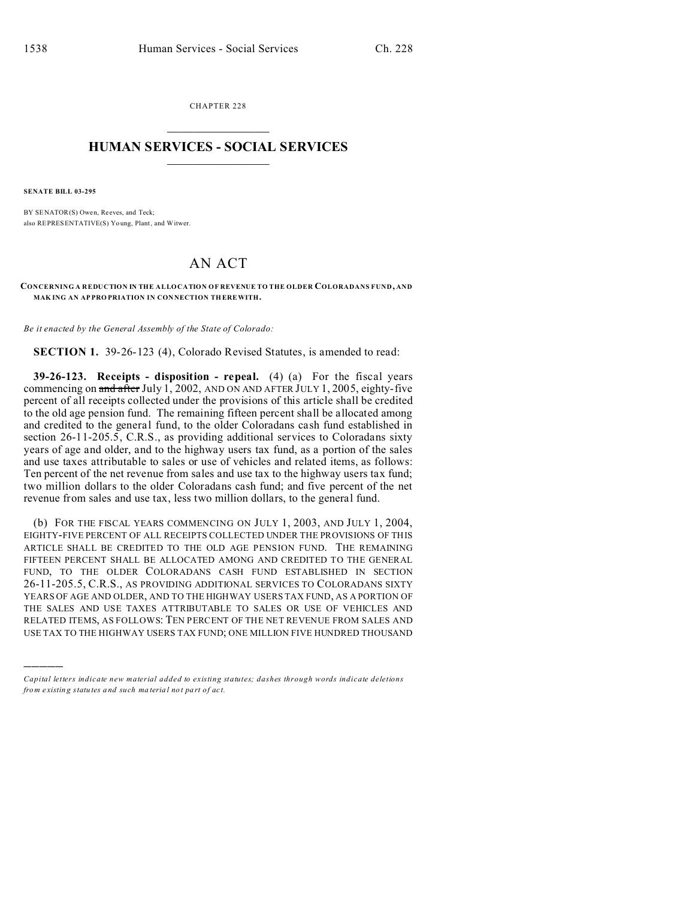CHAPTER 228

# HUMAN SERVICES - SOCIAL SERVICES

**SENATE BILL 03-295**

BY SENATOR(S) Owen, Reeves, and Teck;
also REPRESENTATIVE(S) Young, Plant, and Witwer.

# AN ACT

**CONCERNING A REDUCTION IN THE ALLOCATION OF REVENUE TO THE OLDER COLORADANS FUND, AND MAKING AN APPROPRIATION IN CONNECTION THEREWITH.**

*Be it enacted by the General Assembly of the State of Colorado:*

**SECTION 1.** 39-26-123 (4), Colorado Revised Statutes, is amended to read:

**39-26-123. Receipts - disposition - repeal.** (4) (a) For the fiscal years commencing on ~~and after~~ July 1, 2002, AND ON AND AFTER JULY 1, 2005, eighty-five percent of all receipts collected under the provisions of this article shall be credited to the old age pension fund. The remaining fifteen percent shall be allocated among and credited to the general fund, to the older Coloradans cash fund established in section 26-11-205.5, C.R.S., as providing additional services to Coloradans sixty years of age and older, and to the highway users tax fund, as a portion of the sales and use taxes attributable to sales or use of vehicles and related items, as follows: Ten percent of the net revenue from sales and use tax to the highway users tax fund; two million dollars to the older Coloradans cash fund; and five percent of the net revenue from sales and use tax, less two million dollars, to the general fund.

(b) FOR THE FISCAL YEARS COMMENCING ON JULY 1, 2003, AND JULY 1, 2004, EIGHTY-FIVE PERCENT OF ALL RECEIPTS COLLECTED UNDER THE PROVISIONS OF THIS ARTICLE SHALL BE CREDITED TO THE OLD AGE PENSION FUND. THE REMAINING FIFTEEN PERCENT SHALL BE ALLOCATED AMONG AND CREDITED TO THE GENERAL FUND, TO THE OLDER COLORADANS CASH FUND ESTABLISHED IN SECTION 26-11-205.5, C.R.S., AS PROVIDING ADDITIONAL SERVICES TO COLORADANS SIXTY YEARS OF AGE AND OLDER, AND TO THE HIGHWAY USERS TAX FUND, AS A PORTION OF THE SALES AND USE TAXES ATTRIBUTABLE TO SALES OR USE OF VEHICLES AND RELATED ITEMS, AS FOLLOWS: TEN PERCENT OF THE NET REVENUE FROM SALES AND USE TAX TO THE HIGHWAY USERS TAX FUND; ONE MILLION FIVE HUNDRED THOUSAND

---

*Capital letters indicate new material added to existing statutes; dashes through words indicate deletions from existing statutes and such material not part of act.*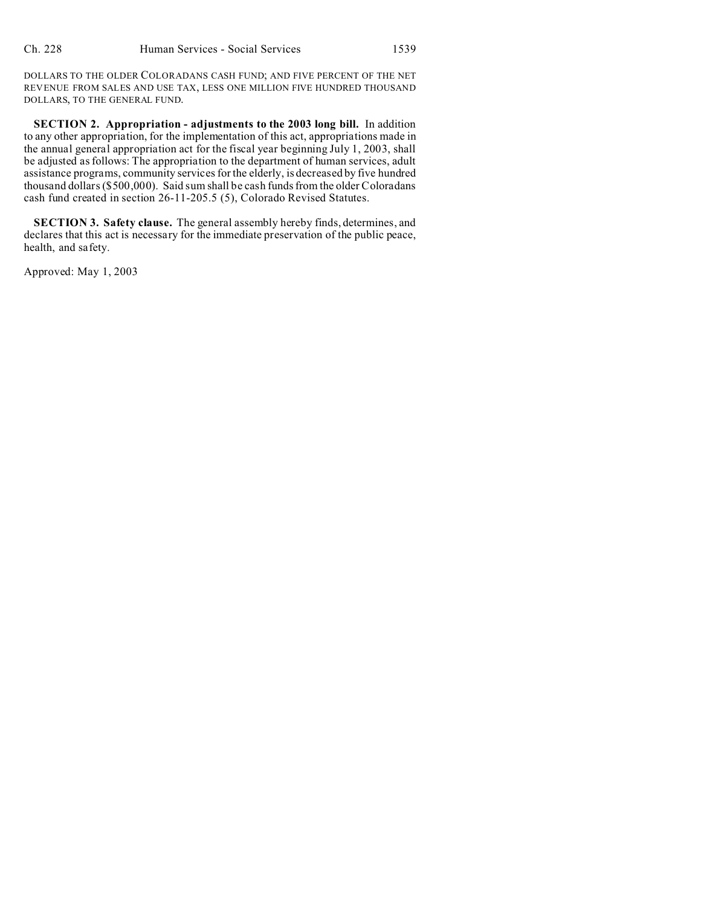DOLLARS TO THE OLDER COLORADANS CASH FUND; AND FIVE PERCENT OF THE NET REVENUE FROM SALES AND USE TAX, LESS ONE MILLION FIVE HUNDRED THOUSAND DOLLARS, TO THE GENERAL FUND.

**SECTION 2. Appropriation - adjustments to the 2003 long bill.** In addition to any other appropriation, for the implementation of this act, appropriations made in the annual general appropriation act for the fiscal year beginning July 1, 2003, shall be adjusted as follows: The appropriation to the department of human services, adult assistance programs, community services for the elderly, is decreased by five hundred thousand dollars ($500,000). Said sum shall be cash funds from the older Coloradans cash fund created in section 26-11-205.5 (5), Colorado Revised Statutes.

**SECTION 3. Safety clause.** The general assembly hereby finds, determines, and declares that this act is necessary for the immediate preservation of the public peace, health, and safety.

Approved: May 1, 2003